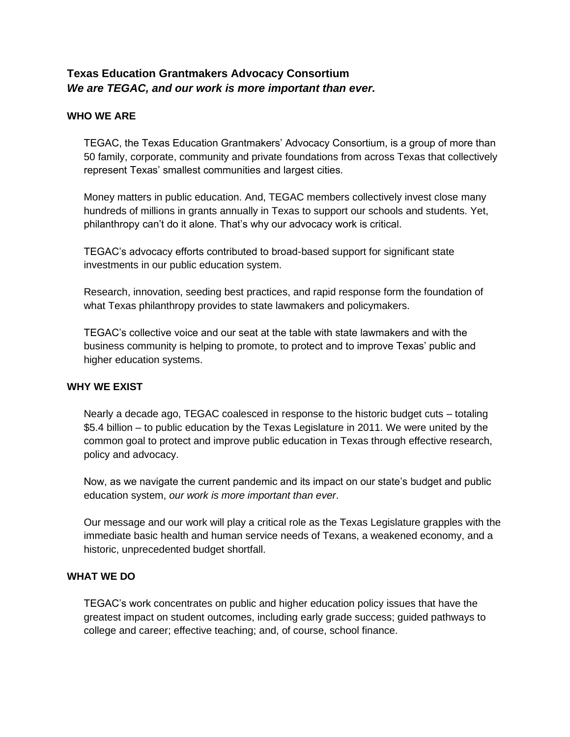**Texas Education Grantmakers Advocacy Consortium**
***We are TEGAC, and our work is more important than ever.***

**WHO WE ARE**

TEGAC, the Texas Education Grantmakers' Advocacy Consortium, is a group of more than 50 family, corporate, community and private foundations from across Texas that collectively represent Texas' smallest communities and largest cities.

Money matters in public education. And, TEGAC members collectively invest close many hundreds of millions in grants annually in Texas to support our schools and students. Yet, philanthropy can't do it alone. That's why our advocacy work is critical.

TEGAC's advocacy efforts contributed to broad-based support for significant state investments in our public education system.

Research, innovation, seeding best practices, and rapid response form the foundation of what Texas philanthropy provides to state lawmakers and policymakers.

TEGAC's collective voice and our seat at the table with state lawmakers and with the business community is helping to promote, to protect and to improve Texas' public and higher education systems.

**WHY WE EXIST**

Nearly a decade ago, TEGAC coalesced in response to the historic budget cuts – totaling $5.4 billion – to public education by the Texas Legislature in 2011. We were united by the common goal to protect and improve public education in Texas through effective research, policy and advocacy.

Now, as we navigate the current pandemic and its impact on our state's budget and public education system, *our work is more important than ever*.

Our message and our work will play a critical role as the Texas Legislature grapples with the immediate basic health and human service needs of Texans, a weakened economy, and a historic, unprecedented budget shortfall.

**WHAT WE DO**

TEGAC's work concentrates on public and higher education policy issues that have the greatest impact on student outcomes, including early grade success; guided pathways to college and career; effective teaching; and, of course, school finance.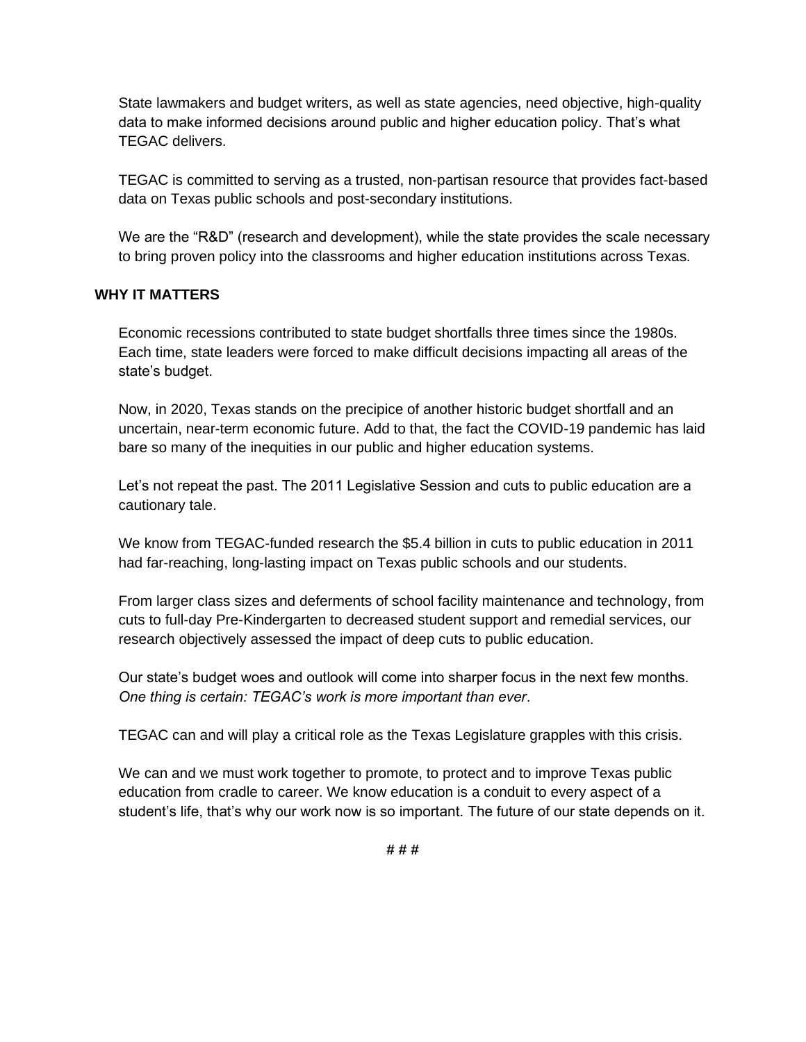State lawmakers and budget writers, as well as state agencies, need objective, high-quality data to make informed decisions around public and higher education policy. That's what TEGAC delivers.

TEGAC is committed to serving as a trusted, non-partisan resource that provides fact-based data on Texas public schools and post-secondary institutions.

We are the "R&D" (research and development), while the state provides the scale necessary to bring proven policy into the classrooms and higher education institutions across Texas.

**WHY IT MATTERS**

Economic recessions contributed to state budget shortfalls three times since the 1980s. Each time, state leaders were forced to make difficult decisions impacting all areas of the state's budget.

Now, in 2020, Texas stands on the precipice of another historic budget shortfall and an uncertain, near-term economic future. Add to that, the fact the COVID-19 pandemic has laid bare so many of the inequities in our public and higher education systems.

Let's not repeat the past. The 2011 Legislative Session and cuts to public education are a cautionary tale.

We know from TEGAC-funded research the $5.4 billion in cuts to public education in 2011 had far-reaching, long-lasting impact on Texas public schools and our students.

From larger class sizes and deferments of school facility maintenance and technology, from cuts to full-day Pre-Kindergarten to decreased student support and remedial services, our research objectively assessed the impact of deep cuts to public education.

Our state's budget woes and outlook will come into sharper focus in the next few months. *One thing is certain: TEGAC's work is more important than ever*.

TEGAC can and will play a critical role as the Texas Legislature grapples with this crisis.

We can and we must work together to promote, to protect and to improve Texas public education from cradle to career. We know education is a conduit to every aspect of a student's life, that's why our work now is so important. The future of our state depends on it.

# # #